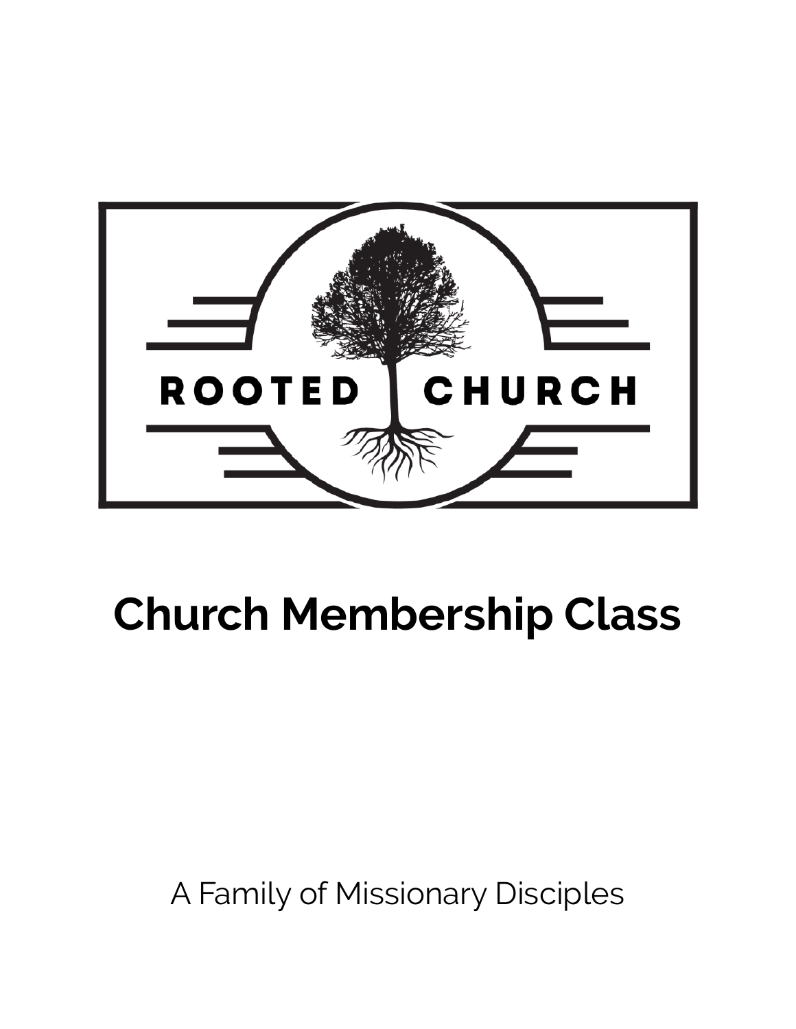ROOTED CHURCH

# Church Membership Class

A Family of Missionary Disciples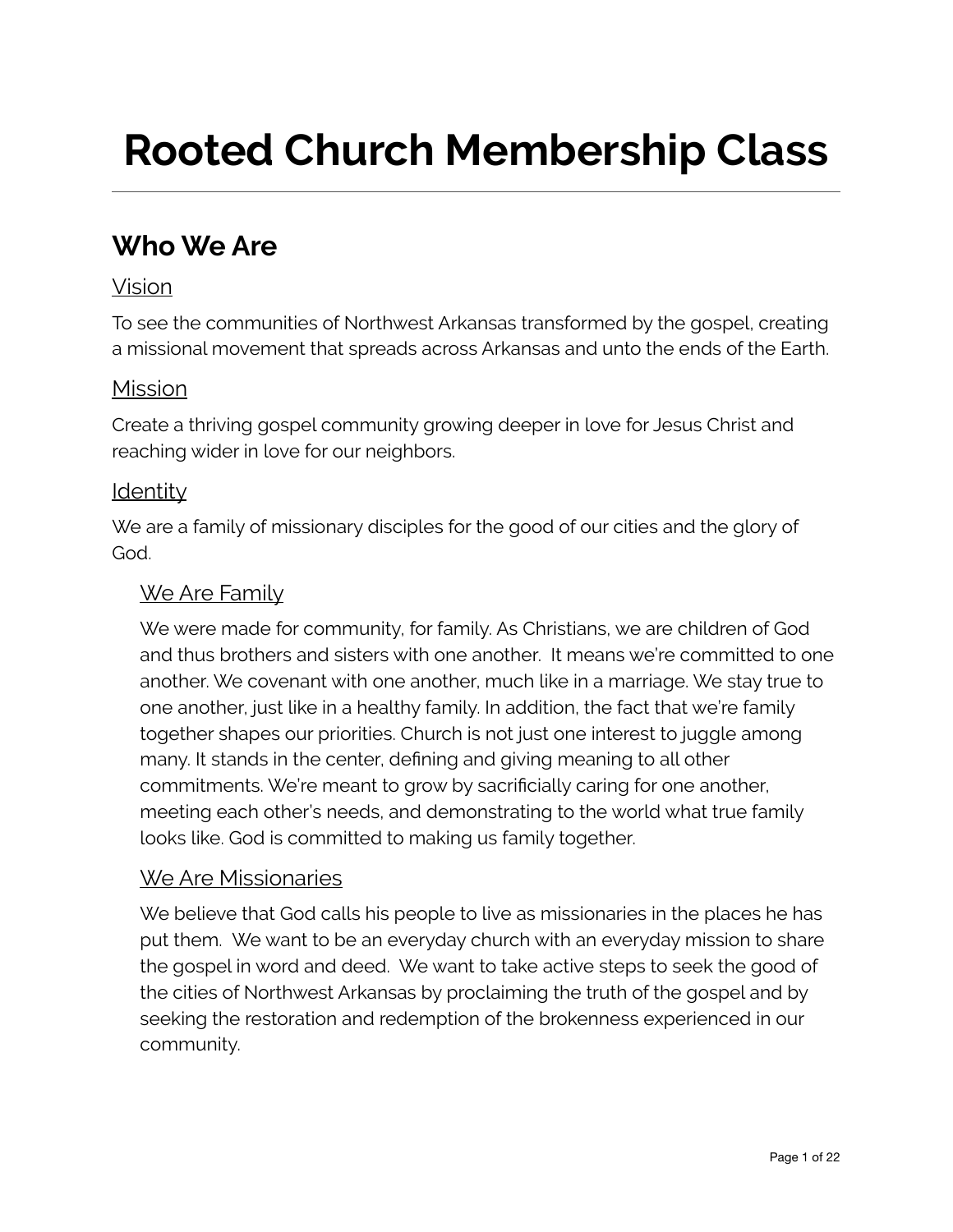# Rooted Church Membership Class

---

## Who We Are

### Vision

To see the communities of Northwest Arkansas transformed by the gospel, creating a missional movement that spreads across Arkansas and unto the ends of the Earth.

### Mission

Create a thriving gospel community growing deeper in love for Jesus Christ and reaching wider in love for our neighbors.

### Identity

We are a family of missionary disciples for the good of our cities and the glory of God.

#### We Are Family

We were made for community, for family. As Christians, we are children of God and thus brothers and sisters with one another. It means we're committed to one another. We covenant with one another, much like in a marriage. We stay true to one another, just like in a healthy family. In addition, the fact that we're family together shapes our priorities. Church is not just one interest to juggle among many. It stands in the center, defining and giving meaning to all other commitments. We're meant to grow by sacrificially caring for one another, meeting each other's needs, and demonstrating to the world what true family looks like. God is committed to making us family together.

#### We Are Missionaries

We believe that God calls his people to live as missionaries in the places he has put them. We want to be an everyday church with an everyday mission to share the gospel in word and deed. We want to take active steps to seek the good of the cities of Northwest Arkansas by proclaiming the truth of the gospel and by seeking the restoration and redemption of the brokenness experienced in our community.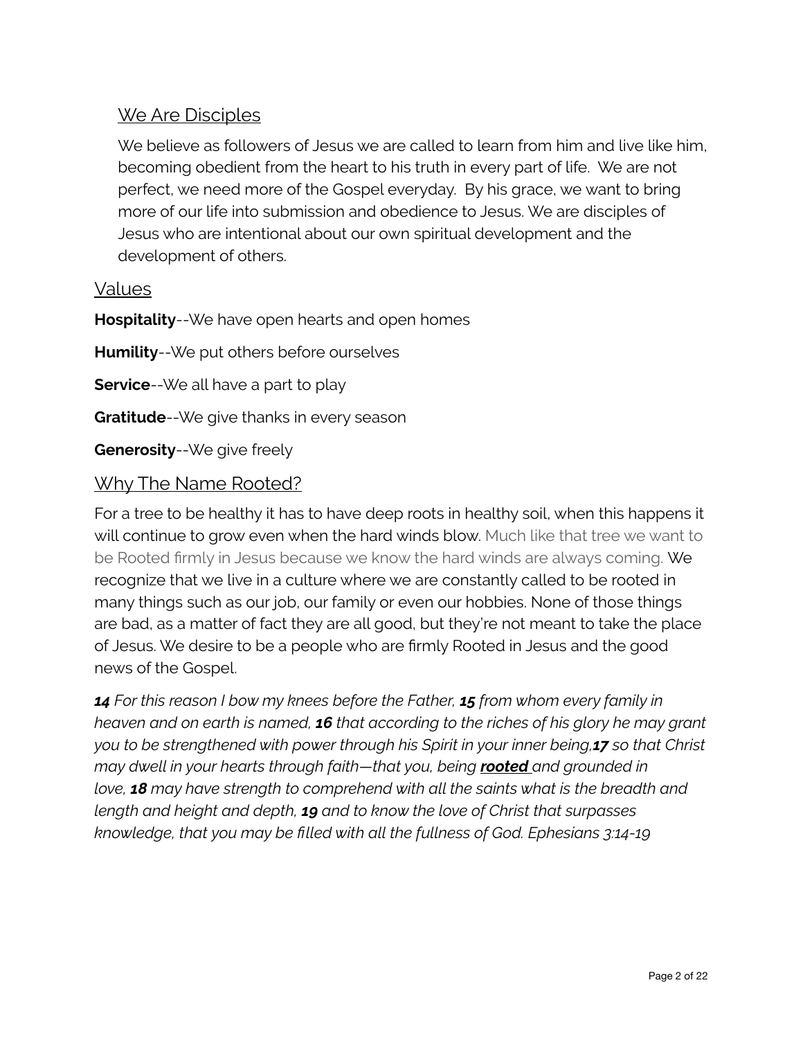## We Are Disciples

We believe as followers of Jesus we are called to learn from him and live like him, becoming obedient from the heart to his truth in every part of life. We are not perfect, we need more of the Gospel everyday. By his grace, we want to bring more of our life into submission and obedience to Jesus. We are disciples of Jesus who are intentional about our own spiritual development and the development of others.

## Values

**Hospitality**--We have open hearts and open homes

**Humility**--We put others before ourselves

**Service**--We all have a part to play

**Gratitude**--We give thanks in every season

**Generosity**--We give freely

## Why The Name Rooted?

For a tree to be healthy it has to have deep roots in healthy soil, when this happens it will continue to grow even when the hard winds blow. Much like that tree we want to be Rooted firmly in Jesus because we know the hard winds are always coming. We recognize that we live in a culture where we are constantly called to be rooted in many things such as our job, our family or even our hobbies. None of those things are bad, as a matter of fact they are all good, but they're not meant to take the place of Jesus. We desire to be a people who are firmly Rooted in Jesus and the good news of the Gospel.

***14*** *For this reason I bow my knees before the Father,* ***15*** *from whom every family in heaven and on earth is named,* ***16*** *that according to the riches of his glory he may grant you to be strengthened with power through his Spirit in your inner being,* ***17*** *so that Christ may dwell in your hearts through faith—that you, being* ***rooted*** *and grounded in love,* ***18*** *may have strength to comprehend with all the saints what is the breadth and length and height and depth,* ***19*** *and to know the love of Christ that surpasses knowledge, that you may be filled with all the fullness of God. Ephesians 3:14-19*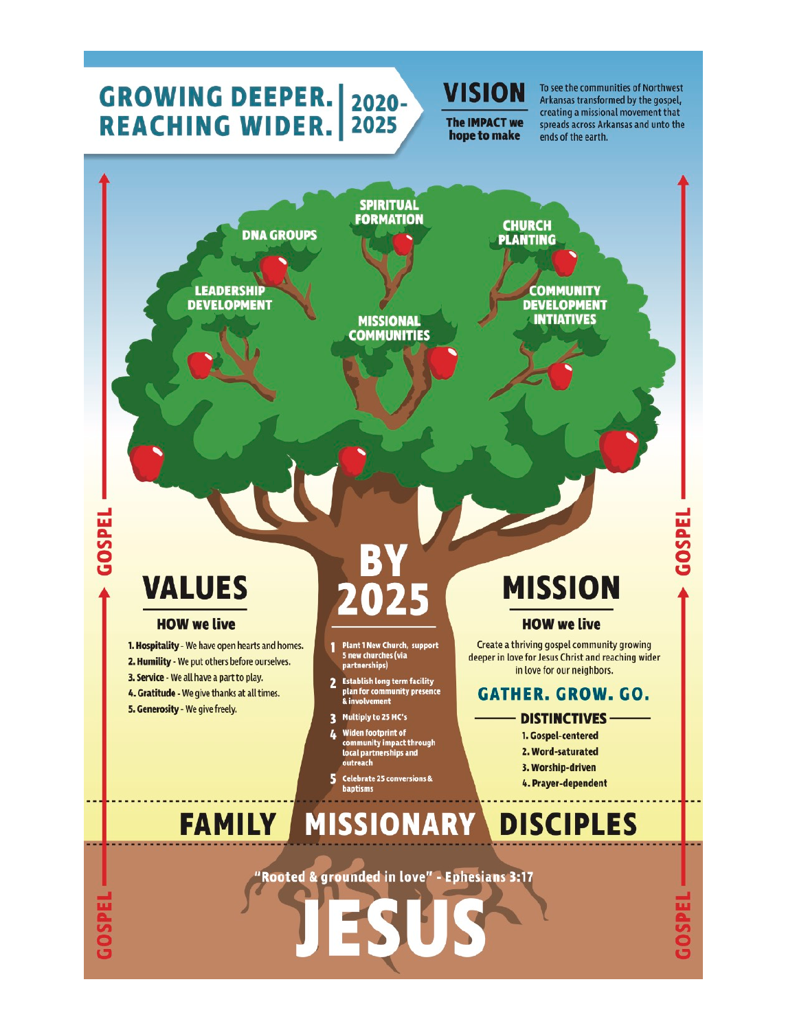# GROWING DEEPER. REACHING WIDER. | 2020-2025

## VISION

**The IMPACT we hope to make**

To see the communities of Northwest Arkansas transformed by the gospel, creating a missional movement that spreads across Arkansas and unto the ends of the earth.

SPIRITUAL FORMATION

DNA GROUPS

CHURCH PLANTING

LEADERSHIP DEVELOPMENT

MISSIONAL COMMUNITIES

COMMUNITY DEVELOPMENT INTIATIVES

## VALUES

### HOW we live

1. **Hospitality** - We have open hearts and homes.
2. **Humility** - We put others before ourselves.
3. **Service** - We all have a part to play.
4. **Gratitude** - We give thanks at all times.
5. **Generosity** - We give freely.

## BY 2025

1. Plant 1 New Church, support 5 new churches (via partnerships)
2. Establish long term facility plan for community presence & involvement
3. Multiply to 25 MC's
4. Widen footprint of community impact through local partnerships and outreach
5. Celebrate 25 conversions & baptisms

## MISSION

### HOW we live

Create a thriving gospel community growing deeper in love for Jesus Christ and reaching wider in love for our neighbors.

**GATHER. GROW. GO.**

### DISTINCTIVES

1. Gospel-centered
2. Word-saturated
3. Worship-driven
4. Prayer-dependent

## FAMILY MISSIONARY DISCIPLES

"Rooted & grounded in love" - Ephesians 3:17

# JESUS

GOSPEL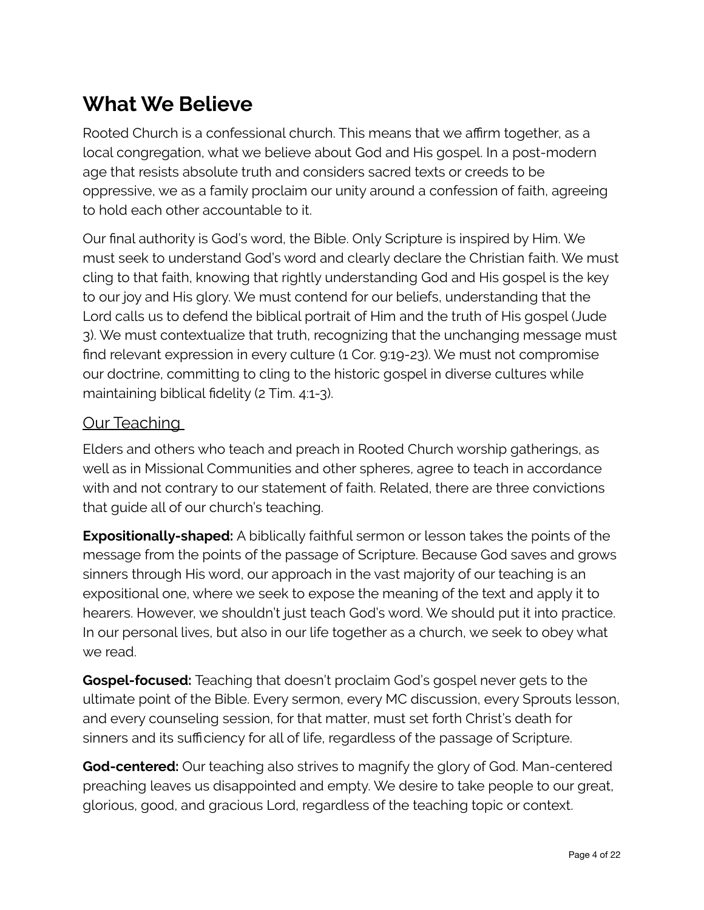# What We Believe

Rooted Church is a confessional church. This means that we affirm together, as a local congregation, what we believe about God and His gospel. In a post-modern age that resists absolute truth and considers sacred texts or creeds to be oppressive, we as a family proclaim our unity around a confession of faith, agreeing to hold each other accountable to it.

Our final authority is God's word, the Bible. Only Scripture is inspired by Him. We must seek to understand God's word and clearly declare the Christian faith. We must cling to that faith, knowing that rightly understanding God and His gospel is the key to our joy and His glory. We must contend for our beliefs, understanding that the Lord calls us to defend the biblical portrait of Him and the truth of His gospel (Jude 3). We must contextualize that truth, recognizing that the unchanging message must find relevant expression in every culture (1 Cor. 9:19-23). We must not compromise our doctrine, committing to cling to the historic gospel in diverse cultures while maintaining biblical fidelity (2 Tim. 4:1-3).

## Our Teaching

Elders and others who teach and preach in Rooted Church worship gatherings, as well as in Missional Communities and other spheres, agree to teach in accordance with and not contrary to our statement of faith. Related, there are three convictions that guide all of our church's teaching.

**Expositionally-shaped:** A biblically faithful sermon or lesson takes the points of the message from the points of the passage of Scripture. Because God saves and grows sinners through His word, our approach in the vast majority of our teaching is an expositional one, where we seek to expose the meaning of the text and apply it to hearers. However, we shouldn't just teach God's word. We should put it into practice. In our personal lives, but also in our life together as a church, we seek to obey what we read.

**Gospel-focused:** Teaching that doesn't proclaim God's gospel never gets to the ultimate point of the Bible. Every sermon, every MC discussion, every Sprouts lesson, and every counseling session, for that matter, must set forth Christ's death for sinners and its sufficiency for all of life, regardless of the passage of Scripture.

**God-centered:** Our teaching also strives to magnify the glory of God. Man-centered preaching leaves us disappointed and empty. We desire to take people to our great, glorious, good, and gracious Lord, regardless of the teaching topic or context.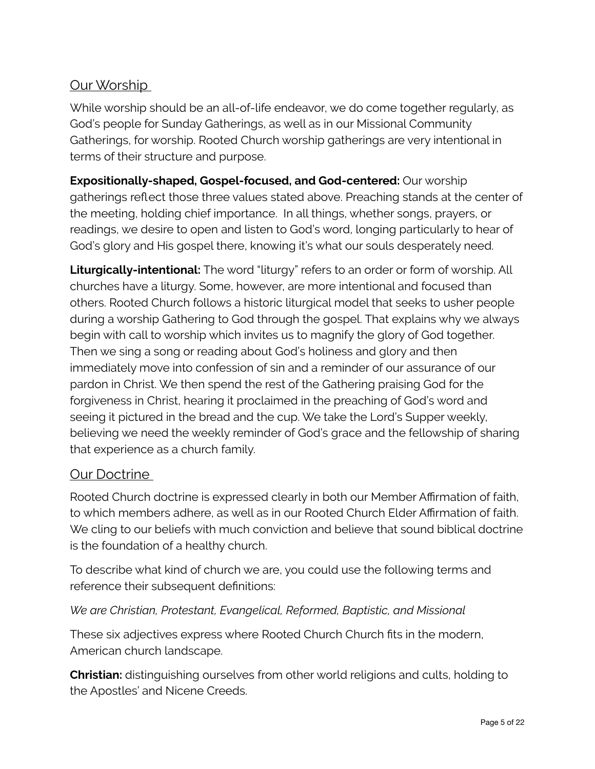## Our Worship

While worship should be an all-of-life endeavor, we do come together regularly, as God's people for Sunday Gatherings, as well as in our Missional Community Gatherings, for worship. Rooted Church worship gatherings are very intentional in terms of their structure and purpose.

**Expositionally-shaped, Gospel-focused, and God-centered:** Our worship gatherings reflect those three values stated above. Preaching stands at the center of the meeting, holding chief importance. In all things, whether songs, prayers, or readings, we desire to open and listen to God's word, longing particularly to hear of God's glory and His gospel there, knowing it's what our souls desperately need.

**Liturgically-intentional:** The word "liturgy" refers to an order or form of worship. All churches have a liturgy. Some, however, are more intentional and focused than others. Rooted Church follows a historic liturgical model that seeks to usher people during a worship Gathering to God through the gospel. That explains why we always begin with call to worship which invites us to magnify the glory of God together. Then we sing a song or reading about God's holiness and glory and then immediately move into confession of sin and a reminder of our assurance of our pardon in Christ. We then spend the rest of the Gathering praising God for the forgiveness in Christ, hearing it proclaimed in the preaching of God's word and seeing it pictured in the bread and the cup. We take the Lord's Supper weekly, believing we need the weekly reminder of God's grace and the fellowship of sharing that experience as a church family.

## Our Doctrine

Rooted Church doctrine is expressed clearly in both our Member Affirmation of faith, to which members adhere, as well as in our Rooted Church Elder Affirmation of faith. We cling to our beliefs with much conviction and believe that sound biblical doctrine is the foundation of a healthy church.

To describe what kind of church we are, you could use the following terms and reference their subsequent definitions:

*We are Christian, Protestant, Evangelical, Reformed, Baptistic, and Missional*

These six adjectives express where Rooted Church Church fits in the modern, American church landscape.

**Christian:** distinguishing ourselves from other world religions and cults, holding to the Apostles' and Nicene Creeds.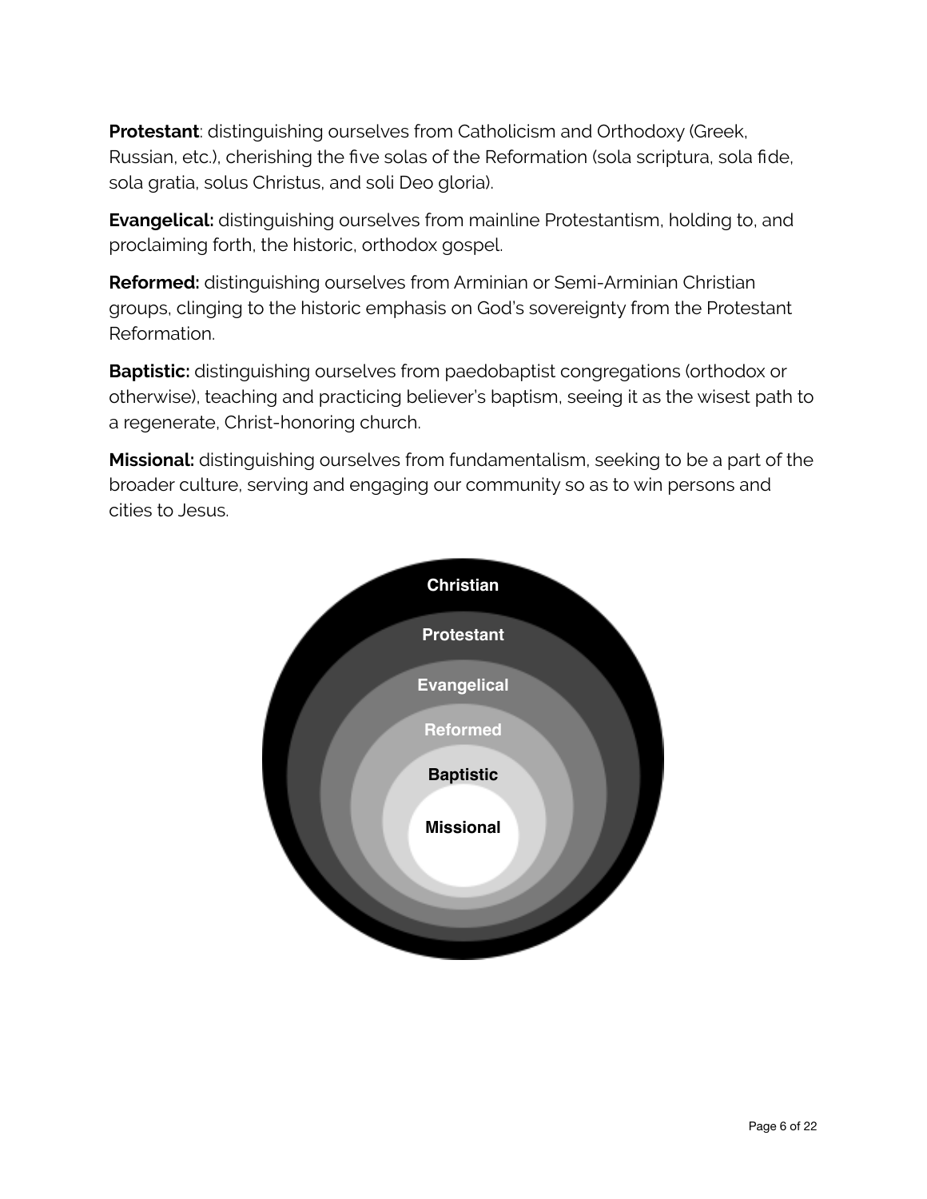**Protestant**: distinguishing ourselves from Catholicism and Orthodoxy (Greek, Russian, etc.), cherishing the five solas of the Reformation (sola scriptura, sola fide, sola gratia, solus Christus, and soli Deo gloria).

**Evangelical:** distinguishing ourselves from mainline Protestantism, holding to, and proclaiming forth, the historic, orthodox gospel.

**Reformed:** distinguishing ourselves from Arminian or Semi-Arminian Christian groups, clinging to the historic emphasis on God's sovereignty from the Protestant Reformation.

**Baptistic:** distinguishing ourselves from paedobaptist congregations (orthodox or otherwise), teaching and practicing believer's baptism, seeing it as the wisest path to a regenerate, Christ-honoring church.

**Missional:** distinguishing ourselves from fundamentalism, seeking to be a part of the broader culture, serving and engaging our community so as to win persons and cities to Jesus.

Christian

Protestant

Evangelical

Reformed

Baptistic

Missional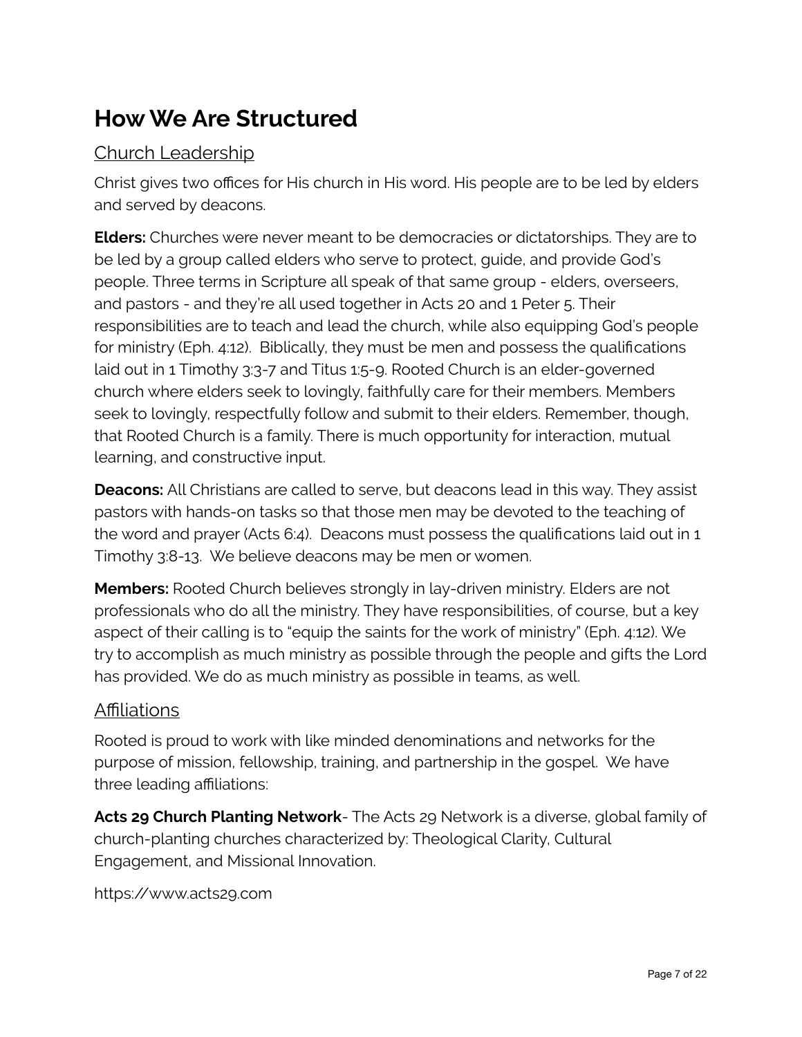# How We Are Structured

## Church Leadership

Christ gives two offices for His church in His word. His people are to be led by elders and served by deacons.

**Elders:** Churches were never meant to be democracies or dictatorships. They are to be led by a group called elders who serve to protect, guide, and provide God's people. Three terms in Scripture all speak of that same group - elders, overseers, and pastors - and they're all used together in Acts 20 and 1 Peter 5. Their responsibilities are to teach and lead the church, while also equipping God's people for ministry (Eph. 4:12). Biblically, they must be men and possess the qualifications laid out in 1 Timothy 3:3-7 and Titus 1:5-9. Rooted Church is an elder-governed church where elders seek to lovingly, faithfully care for their members. Members seek to lovingly, respectfully follow and submit to their elders. Remember, though, that Rooted Church is a family. There is much opportunity for interaction, mutual learning, and constructive input.

**Deacons:** All Christians are called to serve, but deacons lead in this way. They assist pastors with hands-on tasks so that those men may be devoted to the teaching of the word and prayer (Acts 6:4). Deacons must possess the qualifications laid out in 1 Timothy 3:8-13. We believe deacons may be men or women.

**Members:** Rooted Church believes strongly in lay-driven ministry. Elders are not professionals who do all the ministry. They have responsibilities, of course, but a key aspect of their calling is to "equip the saints for the work of ministry" (Eph. 4:12). We try to accomplish as much ministry as possible through the people and gifts the Lord has provided. We do as much ministry as possible in teams, as well.

## Affiliations

Rooted is proud to work with like minded denominations and networks for the purpose of mission, fellowship, training, and partnership in the gospel. We have three leading affiliations:

**Acts 29 Church Planting Network**- The Acts 29 Network is a diverse, global family of church-planting churches characterized by: Theological Clarity, Cultural Engagement, and Missional Innovation.

https://www.acts29.com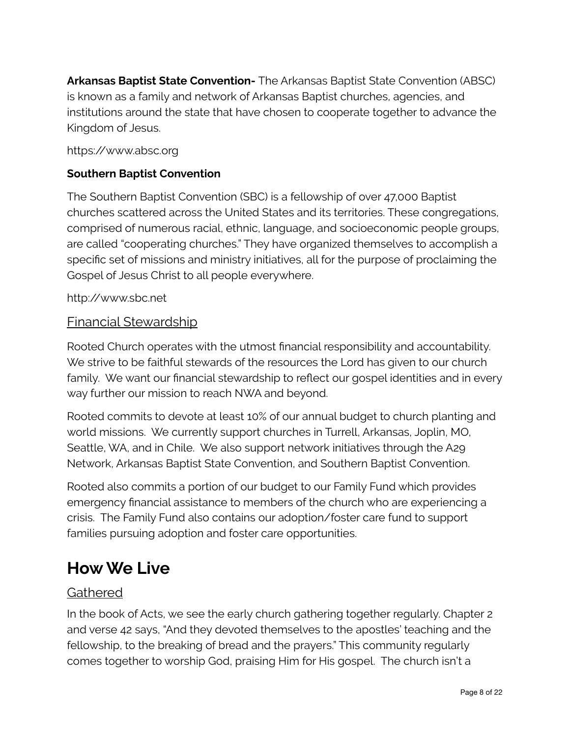**Arkansas Baptist State Convention-** The Arkansas Baptist State Convention (ABSC) is known as a family and network of Arkansas Baptist churches, agencies, and institutions around the state that have chosen to cooperate together to advance the Kingdom of Jesus.

https://www.absc.org

**Southern Baptist Convention**

The Southern Baptist Convention (SBC) is a fellowship of over 47,000 Baptist churches scattered across the United States and its territories. These congregations, comprised of numerous racial, ethnic, language, and socioeconomic people groups, are called "cooperating churches." They have organized themselves to accomplish a specific set of missions and ministry initiatives, all for the purpose of proclaiming the Gospel of Jesus Christ to all people everywhere.

http://www.sbc.net

### Financial Stewardship

Rooted Church operates with the utmost financial responsibility and accountability. We strive to be faithful stewards of the resources the Lord has given to our church family. We want our financial stewardship to reflect our gospel identities and in every way further our mission to reach NWA and beyond.

Rooted commits to devote at least 10% of our annual budget to church planting and world missions. We currently support churches in Turrell, Arkansas, Joplin, MO, Seattle, WA, and in Chile. We also support network initiatives through the A29 Network, Arkansas Baptist State Convention, and Southern Baptist Convention.

Rooted also commits a portion of our budget to our Family Fund which provides emergency financial assistance to members of the church who are experiencing a crisis. The Family Fund also contains our adoption/foster care fund to support families pursuing adoption and foster care opportunities.

# How We Live

### Gathered

In the book of Acts, we see the early church gathering together regularly. Chapter 2 and verse 42 says, "And they devoted themselves to the apostles' teaching and the fellowship, to the breaking of bread and the prayers." This community regularly comes together to worship God, praising Him for His gospel. The church isn't a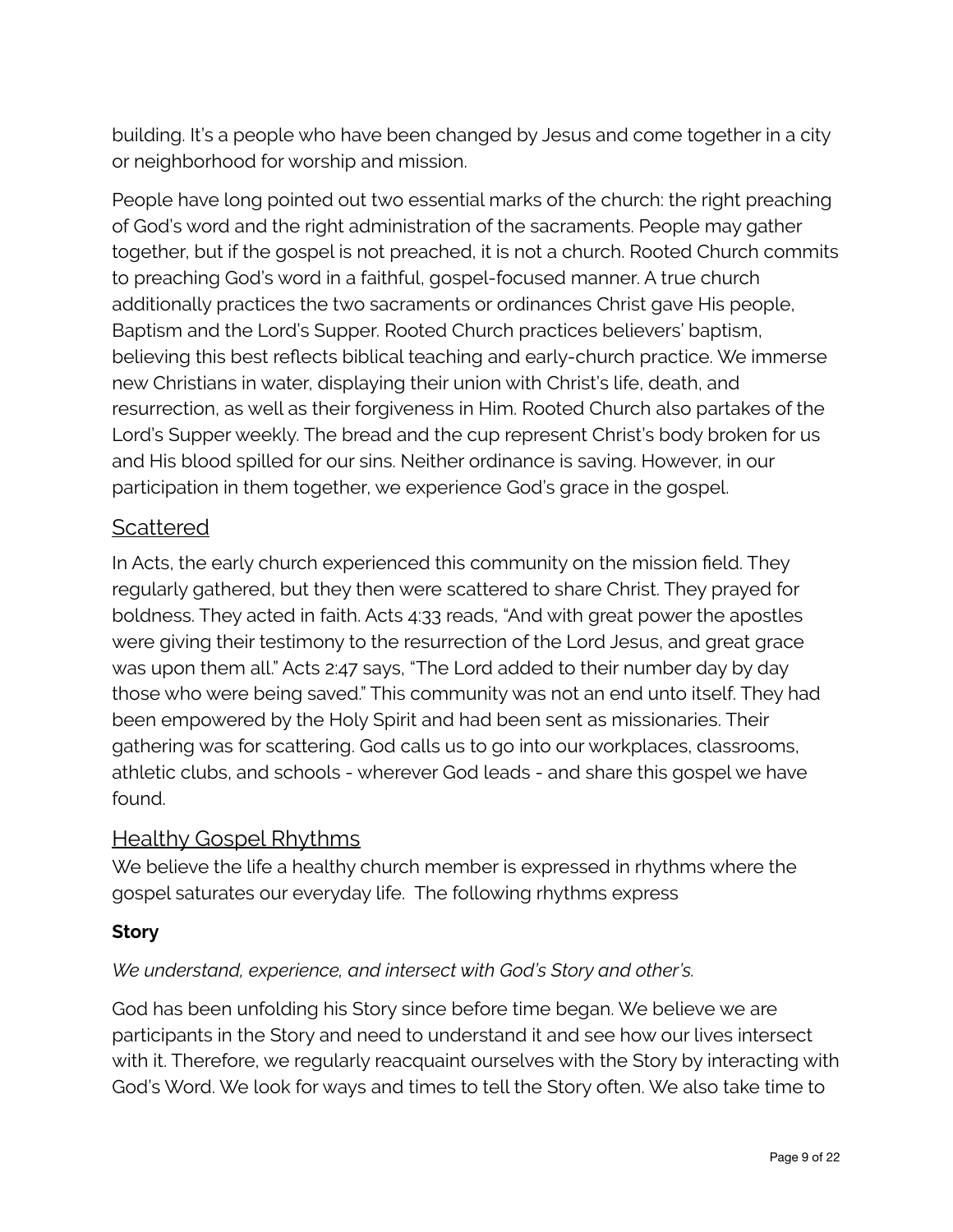building. It's a people who have been changed by Jesus and come together in a city or neighborhood for worship and mission.

People have long pointed out two essential marks of the church: the right preaching of God's word and the right administration of the sacraments. People may gather together, but if the gospel is not preached, it is not a church. Rooted Church commits to preaching God's word in a faithful, gospel-focused manner. A true church additionally practices the two sacraments or ordinances Christ gave His people, Baptism and the Lord's Supper. Rooted Church practices believers' baptism, believing this best reflects biblical teaching and early-church practice. We immerse new Christians in water, displaying their union with Christ's life, death, and resurrection, as well as their forgiveness in Him. Rooted Church also partakes of the Lord's Supper weekly. The bread and the cup represent Christ's body broken for us and His blood spilled for our sins. Neither ordinance is saving. However, in our participation in them together, we experience God's grace in the gospel.

## Scattered

In Acts, the early church experienced this community on the mission field. They regularly gathered, but they then were scattered to share Christ. They prayed for boldness. They acted in faith. Acts 4:33 reads, "And with great power the apostles were giving their testimony to the resurrection of the Lord Jesus, and great grace was upon them all." Acts 2:47 says, "The Lord added to their number day by day those who were being saved." This community was not an end unto itself. They had been empowered by the Holy Spirit and had been sent as missionaries. Their gathering was for scattering. God calls us to go into our workplaces, classrooms, athletic clubs, and schools - wherever God leads - and share this gospel we have found.

## Healthy Gospel Rhythms

We believe the life a healthy church member is expressed in rhythms where the gospel saturates our everyday life. The following rhythms express

### Story

*We understand, experience, and intersect with God's Story and other's.*

God has been unfolding his Story since before time began. We believe we are participants in the Story and need to understand it and see how our lives intersect with it. Therefore, we regularly reacquaint ourselves with the Story by interacting with God's Word. We look for ways and times to tell the Story often. We also take time to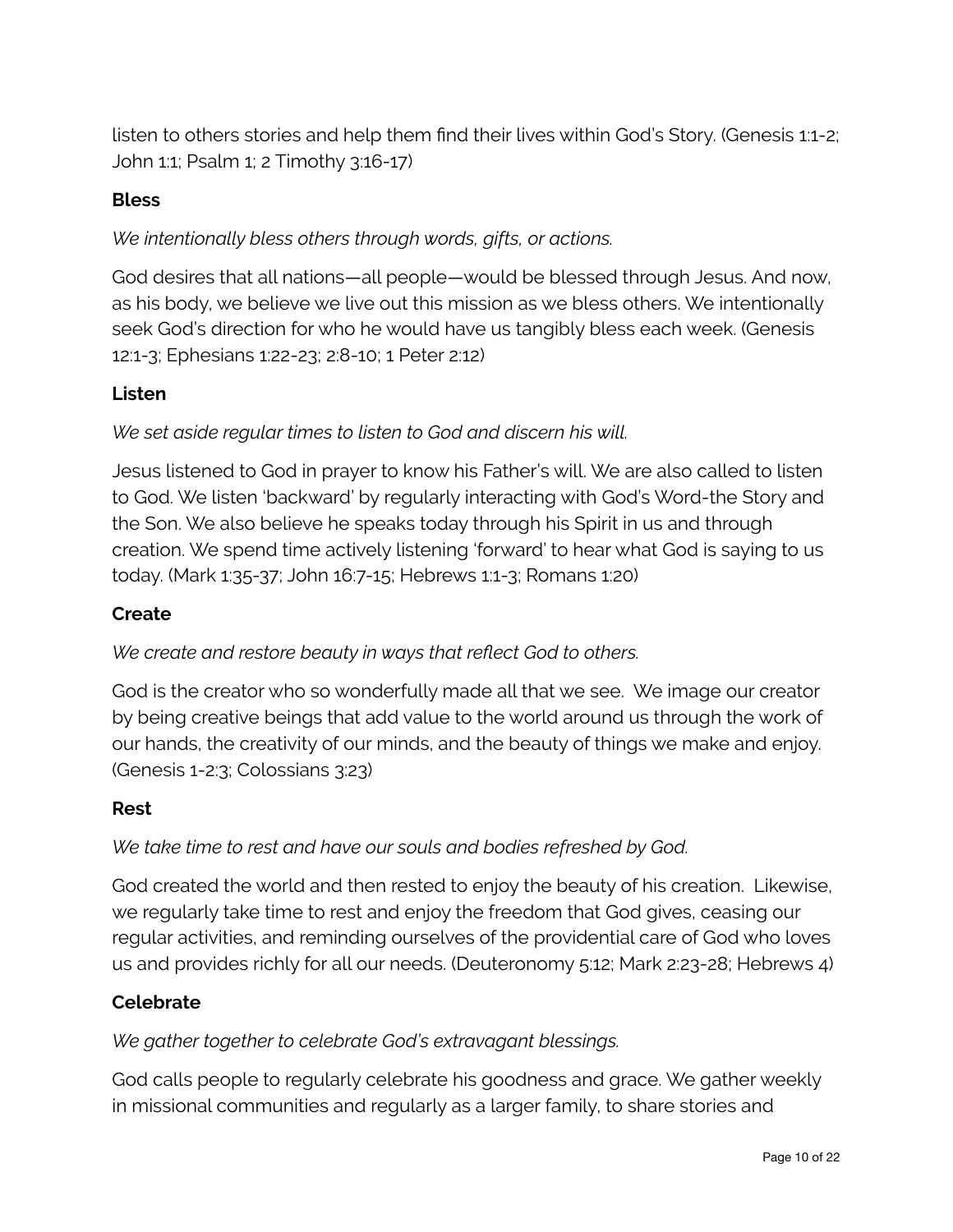listen to others stories and help them find their lives within God's Story. (Genesis 1:1-2; John 1:1; Psalm 1; 2 Timothy 3:16-17)

**Bless**

*We intentionally bless others through words, gifts, or actions.*

God desires that all nations—all people—would be blessed through Jesus. And now, as his body, we believe we live out this mission as we bless others. We intentionally seek God's direction for who he would have us tangibly bless each week. (Genesis 12:1-3; Ephesians 1:22-23; 2:8-10; 1 Peter 2:12)

**Listen**

*We set aside regular times to listen to God and discern his will.*

Jesus listened to God in prayer to know his Father's will. We are also called to listen to God. We listen 'backward' by regularly interacting with God's Word-the Story and the Son. We also believe he speaks today through his Spirit in us and through creation. We spend time actively listening 'forward' to hear what God is saying to us today. (Mark 1:35-37; John 16:7-15; Hebrews 1:1-3; Romans 1:20)

**Create**

*We create and restore beauty in ways that reflect God to others.*

God is the creator who so wonderfully made all that we see. We image our creator by being creative beings that add value to the world around us through the work of our hands, the creativity of our minds, and the beauty of things we make and enjoy. (Genesis 1-2:3; Colossians 3:23)

**Rest**

*We take time to rest and have our souls and bodies refreshed by God.*

God created the world and then rested to enjoy the beauty of his creation. Likewise, we regularly take time to rest and enjoy the freedom that God gives, ceasing our regular activities, and reminding ourselves of the providential care of God who loves us and provides richly for all our needs. (Deuteronomy 5:12; Mark 2:23-28; Hebrews 4)

**Celebrate**

*We gather together to celebrate God's extravagant blessings.*

God calls people to regularly celebrate his goodness and grace. We gather weekly in missional communities and regularly as a larger family, to share stories and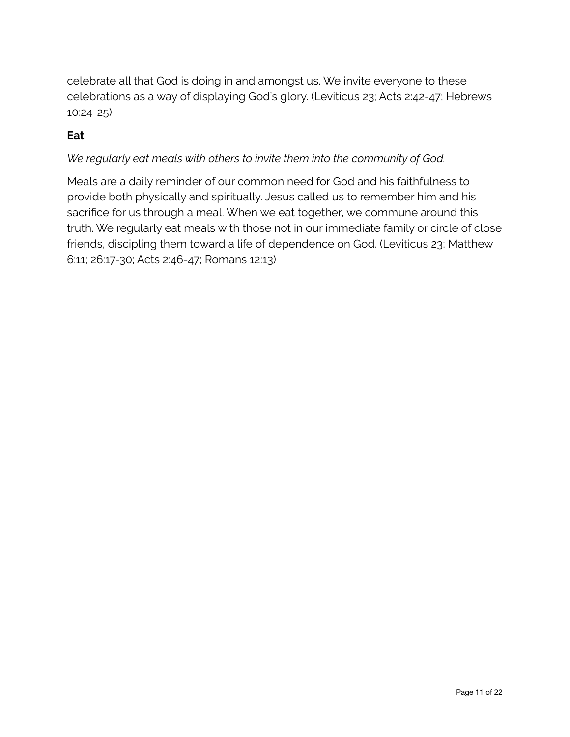celebrate all that God is doing in and amongst us. We invite everyone to these celebrations as a way of displaying God's glory. (Leviticus 23; Acts 2:42-47; Hebrews 10:24-25)

**Eat**

*We regularly eat meals with others to invite them into the community of God.*

Meals are a daily reminder of our common need for God and his faithfulness to provide both physically and spiritually. Jesus called us to remember him and his sacrifice for us through a meal. When we eat together, we commune around this truth. We regularly eat meals with those not in our immediate family or circle of close friends, discipling them toward a life of dependence on God. (Leviticus 23; Matthew 6:11; 26:17-30; Acts 2:46-47; Romans 12:13)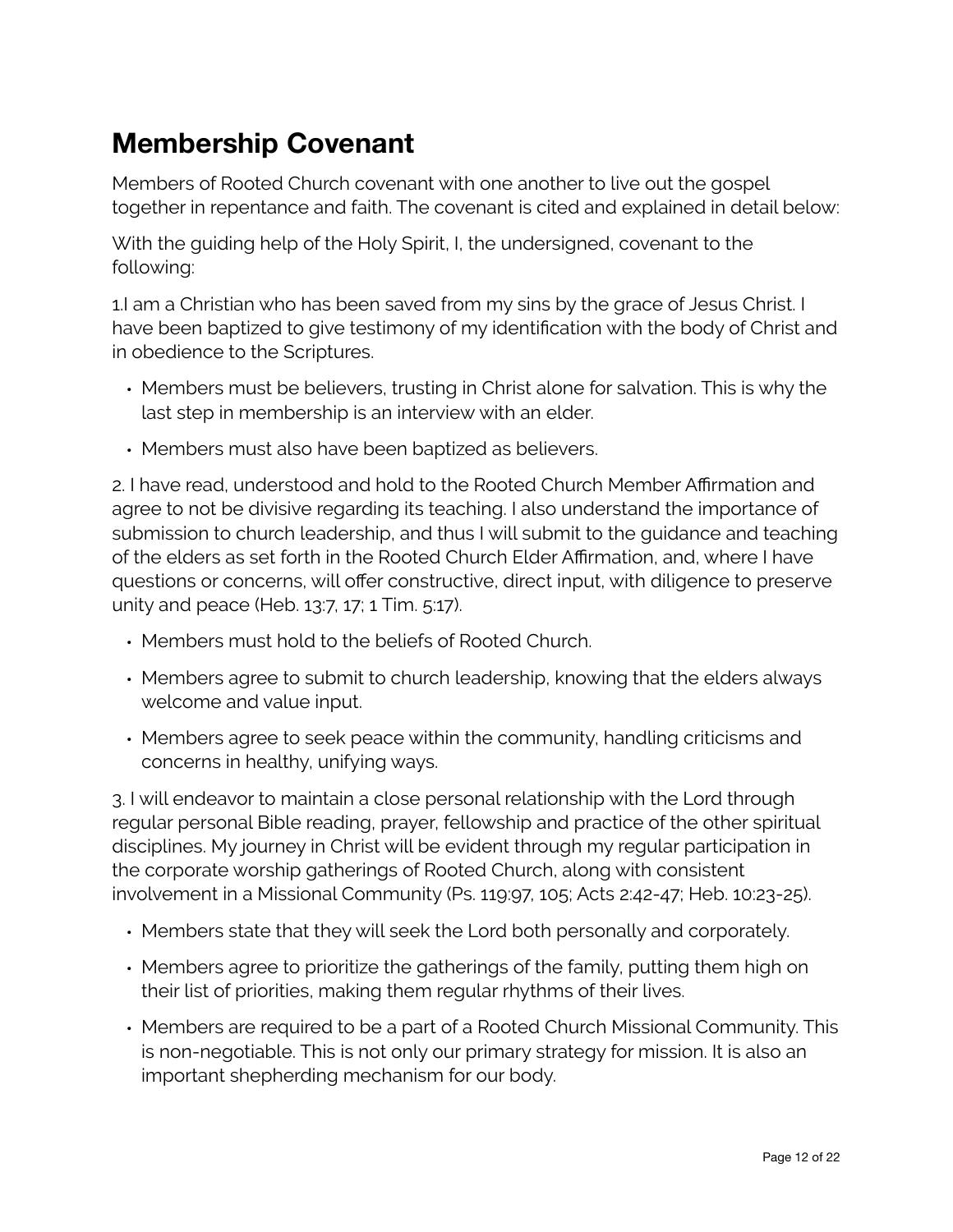## Membership Covenant

Members of Rooted Church covenant with one another to live out the gospel together in repentance and faith. The covenant is cited and explained in detail below:

With the guiding help of the Holy Spirit, I, the undersigned, covenant to the following:

1.I am a Christian who has been saved from my sins by the grace of Jesus Christ. I have been baptized to give testimony of my identification with the body of Christ and in obedience to the Scriptures.

- Members must be believers, trusting in Christ alone for salvation. This is why the last step in membership is an interview with an elder.
- Members must also have been baptized as believers.

2. I have read, understood and hold to the Rooted Church Member Affirmation and agree to not be divisive regarding its teaching. I also understand the importance of submission to church leadership, and thus I will submit to the guidance and teaching of the elders as set forth in the Rooted Church Elder Affirmation, and, where I have questions or concerns, will offer constructive, direct input, with diligence to preserve unity and peace (Heb. 13:7, 17; 1 Tim. 5:17).

- Members must hold to the beliefs of Rooted Church.
- Members agree to submit to church leadership, knowing that the elders always welcome and value input.
- Members agree to seek peace within the community, handling criticisms and concerns in healthy, unifying ways.

3. I will endeavor to maintain a close personal relationship with the Lord through regular personal Bible reading, prayer, fellowship and practice of the other spiritual disciplines. My journey in Christ will be evident through my regular participation in the corporate worship gatherings of Rooted Church, along with consistent involvement in a Missional Community (Ps. 119:97, 105; Acts 2:42-47; Heb. 10:23-25).

- Members state that they will seek the Lord both personally and corporately.
- Members agree to prioritize the gatherings of the family, putting them high on their list of priorities, making them regular rhythms of their lives.
- Members are required to be a part of a Rooted Church Missional Community. This is non-negotiable. This is not only our primary strategy for mission. It is also an important shepherding mechanism for our body.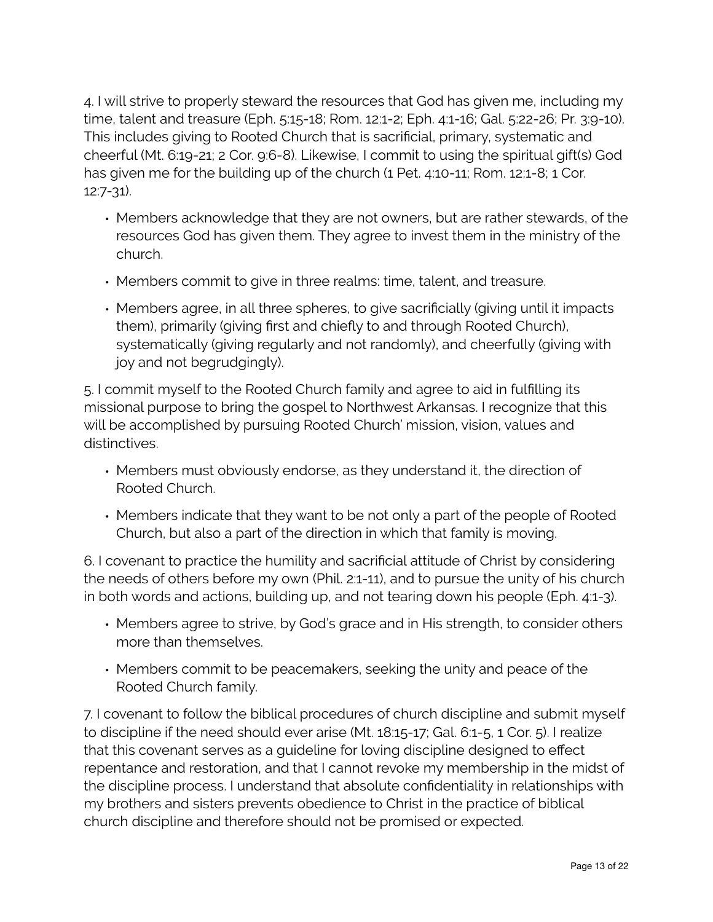4. I will strive to properly steward the resources that God has given me, including my time, talent and treasure (Eph. 5:15-18; Rom. 12:1-2; Eph. 4:1-16; Gal. 5:22-26; Pr. 3:9-10). This includes giving to Rooted Church that is sacrificial, primary, systematic and cheerful (Mt. 6:19-21; 2 Cor. 9:6-8). Likewise, I commit to using the spiritual gift(s) God has given me for the building up of the church (1 Pet. 4:10-11; Rom. 12:1-8; 1 Cor. 12:7-31).

- Members acknowledge that they are not owners, but are rather stewards, of the resources God has given them. They agree to invest them in the ministry of the church.
- Members commit to give in three realms: time, talent, and treasure.
- Members agree, in all three spheres, to give sacrificially (giving until it impacts them), primarily (giving first and chiefly to and through Rooted Church), systematically (giving regularly and not randomly), and cheerfully (giving with joy and not begrudgingly).

5. I commit myself to the Rooted Church family and agree to aid in fulfilling its missional purpose to bring the gospel to Northwest Arkansas. I recognize that this will be accomplished by pursuing Rooted Church' mission, vision, values and distinctives.

- Members must obviously endorse, as they understand it, the direction of Rooted Church.
- Members indicate that they want to be not only a part of the people of Rooted Church, but also a part of the direction in which that family is moving.

6. I covenant to practice the humility and sacrificial attitude of Christ by considering the needs of others before my own (Phil. 2:1-11), and to pursue the unity of his church in both words and actions, building up, and not tearing down his people (Eph. 4:1-3).

- Members agree to strive, by God's grace and in His strength, to consider others more than themselves.
- Members commit to be peacemakers, seeking the unity and peace of the Rooted Church family.

7. I covenant to follow the biblical procedures of church discipline and submit myself to discipline if the need should ever arise (Mt. 18:15-17; Gal. 6:1-5, 1 Cor. 5). I realize that this covenant serves as a guideline for loving discipline designed to effect repentance and restoration, and that I cannot revoke my membership in the midst of the discipline process. I understand that absolute confidentiality in relationships with my brothers and sisters prevents obedience to Christ in the practice of biblical church discipline and therefore should not be promised or expected.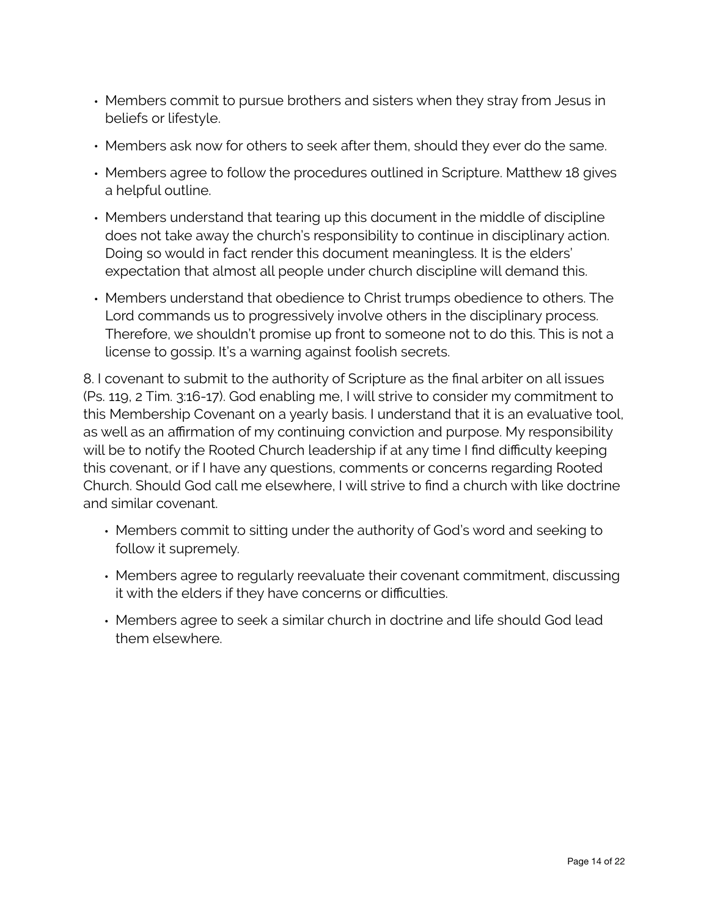- Members commit to pursue brothers and sisters when they stray from Jesus in beliefs or lifestyle.
- Members ask now for others to seek after them, should they ever do the same.
- Members agree to follow the procedures outlined in Scripture. Matthew 18 gives a helpful outline.
- Members understand that tearing up this document in the middle of discipline does not take away the church's responsibility to continue in disciplinary action. Doing so would in fact render this document meaningless. It is the elders' expectation that almost all people under church discipline will demand this.
- Members understand that obedience to Christ trumps obedience to others. The Lord commands us to progressively involve others in the disciplinary process. Therefore, we shouldn't promise up front to someone not to do this. This is not a license to gossip. It's a warning against foolish secrets.

8. I covenant to submit to the authority of Scripture as the final arbiter on all issues (Ps. 119, 2 Tim. 3:16-17). God enabling me, I will strive to consider my commitment to this Membership Covenant on a yearly basis. I understand that it is an evaluative tool, as well as an affirmation of my continuing conviction and purpose. My responsibility will be to notify the Rooted Church leadership if at any time I find difficulty keeping this covenant, or if I have any questions, comments or concerns regarding Rooted Church. Should God call me elsewhere, I will strive to find a church with like doctrine and similar covenant.

- Members commit to sitting under the authority of God's word and seeking to follow it supremely.
- Members agree to regularly reevaluate their covenant commitment, discussing it with the elders if they have concerns or difficulties.
- Members agree to seek a similar church in doctrine and life should God lead them elsewhere.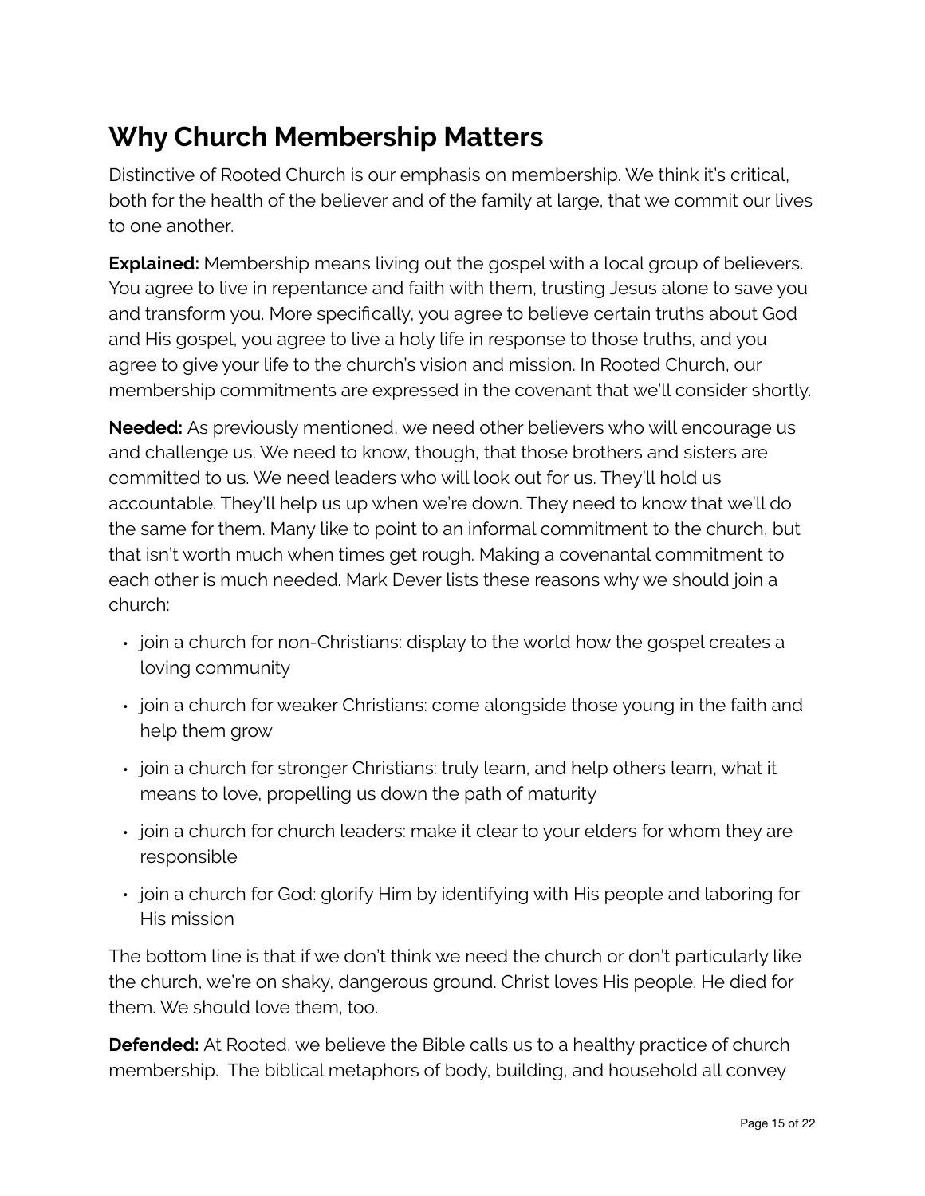## Why Church Membership Matters

Distinctive of Rooted Church is our emphasis on membership. We think it's critical, both for the health of the believer and of the family at large, that we commit our lives to one another.

**Explained:** Membership means living out the gospel with a local group of believers. You agree to live in repentance and faith with them, trusting Jesus alone to save you and transform you. More specifically, you agree to believe certain truths about God and His gospel, you agree to live a holy life in response to those truths, and you agree to give your life to the church's vision and mission. In Rooted Church, our membership commitments are expressed in the covenant that we'll consider shortly.

**Needed:** As previously mentioned, we need other believers who will encourage us and challenge us. We need to know, though, that those brothers and sisters are committed to us. We need leaders who will look out for us. They'll hold us accountable. They'll help us up when we're down. They need to know that we'll do the same for them. Many like to point to an informal commitment to the church, but that isn't worth much when times get rough. Making a covenantal commitment to each other is much needed. Mark Dever lists these reasons why we should join a church:

- join a church for non-Christians: display to the world how the gospel creates a loving community
- join a church for weaker Christians: come alongside those young in the faith and help them grow
- join a church for stronger Christians: truly learn, and help others learn, what it means to love, propelling us down the path of maturity
- join a church for church leaders: make it clear to your elders for whom they are responsible
- join a church for God: glorify Him by identifying with His people and laboring for His mission

The bottom line is that if we don't think we need the church or don't particularly like the church, we're on shaky, dangerous ground. Christ loves His people. He died for them. We should love them, too.

**Defended:** At Rooted, we believe the Bible calls us to a healthy practice of church membership. The biblical metaphors of body, building, and household all convey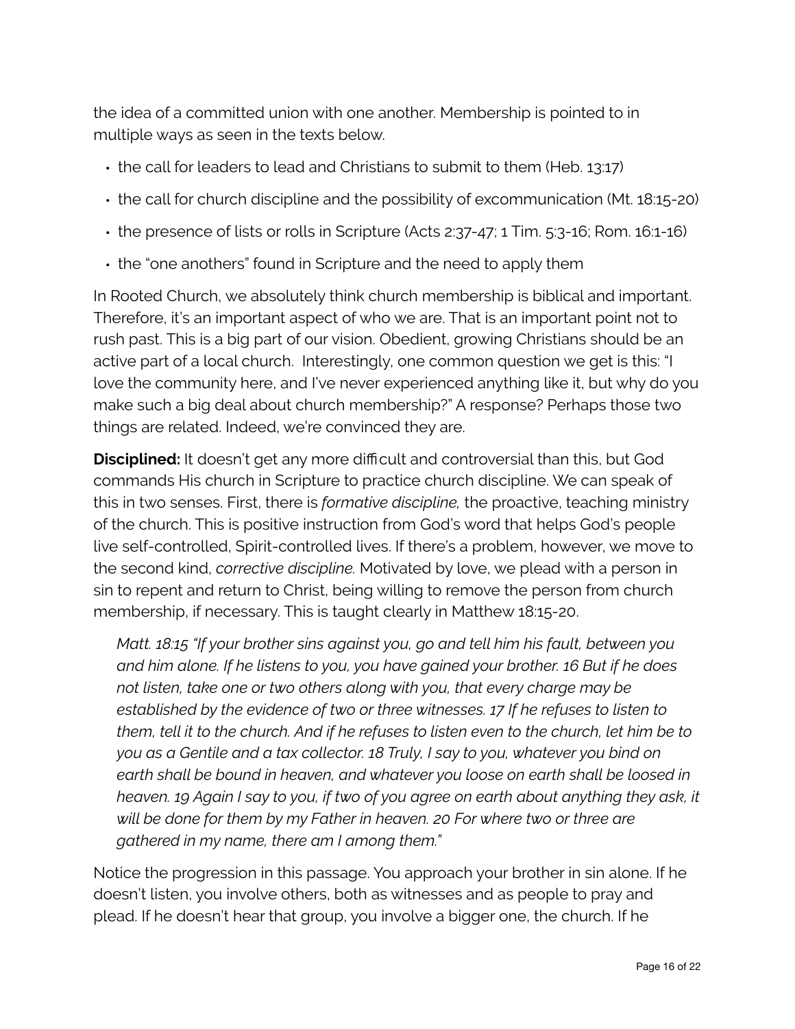the idea of a committed union with one another. Membership is pointed to in multiple ways as seen in the texts below.

- the call for leaders to lead and Christians to submit to them (Heb. 13:17)
- the call for church discipline and the possibility of excommunication (Mt. 18:15-20)
- the presence of lists or rolls in Scripture (Acts 2:37-47; 1 Tim. 5:3-16; Rom. 16:1-16)
- the "one anothers" found in Scripture and the need to apply them

In Rooted Church, we absolutely think church membership is biblical and important. Therefore, it's an important aspect of who we are. That is an important point not to rush past. This is a big part of our vision. Obedient, growing Christians should be an active part of a local church. Interestingly, one common question we get is this: "I love the community here, and I've never experienced anything like it, but why do you make such a big deal about church membership?" A response? Perhaps those two things are related. Indeed, we're convinced they are.

**Disciplined:** It doesn't get any more difficult and controversial than this, but God commands His church in Scripture to practice church discipline. We can speak of this in two senses. First, there is *formative discipline,* the proactive, teaching ministry of the church. This is positive instruction from God's word that helps God's people live self-controlled, Spirit-controlled lives. If there's a problem, however, we move to the second kind, *corrective discipline.* Motivated by love, we plead with a person in sin to repent and return to Christ, being willing to remove the person from church membership, if necessary. This is taught clearly in Matthew 18:15-20.

> *Matt. 18:15 "If your brother sins against you, go and tell him his fault, between you and him alone. If he listens to you, you have gained your brother. 16 But if he does not listen, take one or two others along with you, that every charge may be established by the evidence of two or three witnesses. 17 If he refuses to listen to them, tell it to the church. And if he refuses to listen even to the church, let him be to you as a Gentile and a tax collector. 18 Truly, I say to you, whatever you bind on earth shall be bound in heaven, and whatever you loose on earth shall be loosed in heaven. 19 Again I say to you, if two of you agree on earth about anything they ask, it will be done for them by my Father in heaven. 20 For where two or three are gathered in my name, there am I among them."*

Notice the progression in this passage. You approach your brother in sin alone. If he doesn't listen, you involve others, both as witnesses and as people to pray and plead. If he doesn't hear that group, you involve a bigger one, the church. If he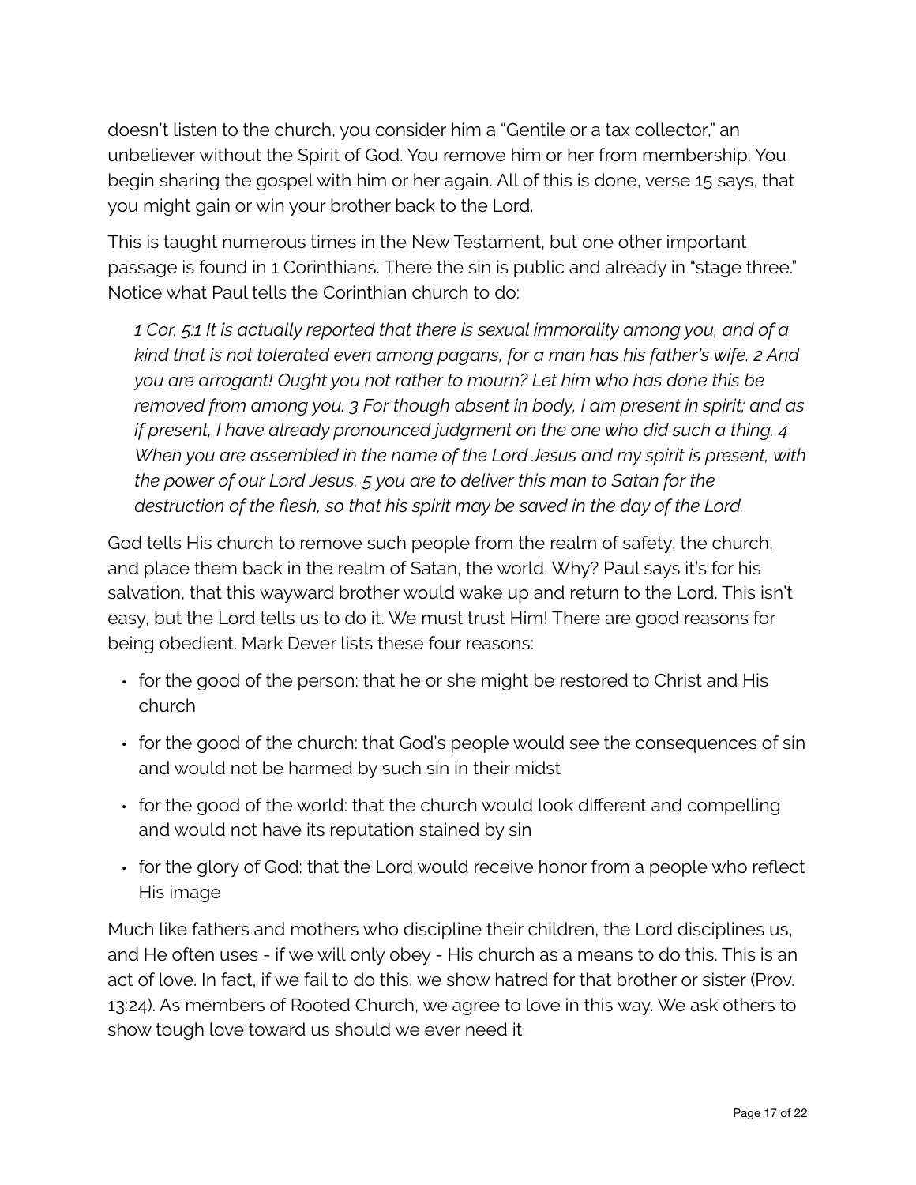doesn't listen to the church, you consider him a "Gentile or a tax collector," an unbeliever without the Spirit of God. You remove him or her from membership. You begin sharing the gospel with him or her again. All of this is done, verse 15 says, that you might gain or win your brother back to the Lord.

This is taught numerous times in the New Testament, but one other important passage is found in 1 Corinthians. There the sin is public and already in "stage three." Notice what Paul tells the Corinthian church to do:

> *1 Cor. 5:1 It is actually reported that there is sexual immorality among you, and of a kind that is not tolerated even among pagans, for a man has his father's wife. 2 And you are arrogant! Ought you not rather to mourn? Let him who has done this be removed from among you. 3 For though absent in body, I am present in spirit; and as if present, I have already pronounced judgment on the one who did such a thing. 4 When you are assembled in the name of the Lord Jesus and my spirit is present, with the power of our Lord Jesus, 5 you are to deliver this man to Satan for the destruction of the flesh, so that his spirit may be saved in the day of the Lord.*

God tells His church to remove such people from the realm of safety, the church, and place them back in the realm of Satan, the world. Why? Paul says it's for his salvation, that this wayward brother would wake up and return to the Lord. This isn't easy, but the Lord tells us to do it. We must trust Him! There are good reasons for being obedient. Mark Dever lists these four reasons:

- for the good of the person: that he or she might be restored to Christ and His church
- for the good of the church: that God's people would see the consequences of sin and would not be harmed by such sin in their midst
- for the good of the world: that the church would look different and compelling and would not have its reputation stained by sin
- for the glory of God: that the Lord would receive honor from a people who reflect His image

Much like fathers and mothers who discipline their children, the Lord disciplines us, and He often uses - if we will only obey - His church as a means to do this. This is an act of love. In fact, if we fail to do this, we show hatred for that brother or sister (Prov. 13:24). As members of Rooted Church, we agree to love in this way. We ask others to show tough love toward us should we ever need it.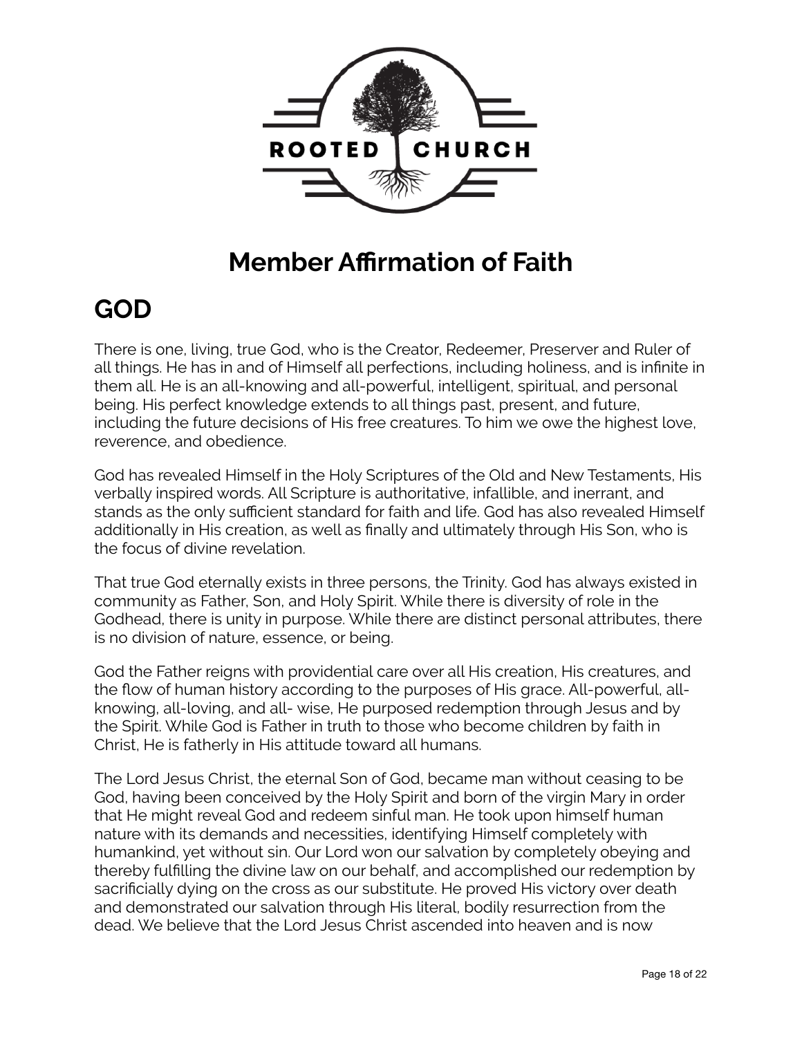# Member Affirmation of Faith

## GOD

There is one, living, true God, who is the Creator, Redeemer, Preserver and Ruler of all things. He has in and of Himself all perfections, including holiness, and is infinite in them all. He is an all-knowing and all-powerful, intelligent, spiritual, and personal being. His perfect knowledge extends to all things past, present, and future, including the future decisions of His free creatures. To him we owe the highest love, reverence, and obedience.

God has revealed Himself in the Holy Scriptures of the Old and New Testaments, His verbally inspired words. All Scripture is authoritative, infallible, and inerrant, and stands as the only sufficient standard for faith and life. God has also revealed Himself additionally in His creation, as well as finally and ultimately through His Son, who is the focus of divine revelation.

That true God eternally exists in three persons, the Trinity. God has always existed in community as Father, Son, and Holy Spirit. While there is diversity of role in the Godhead, there is unity in purpose. While there are distinct personal attributes, there is no division of nature, essence, or being.

God the Father reigns with providential care over all His creation, His creatures, and the flow of human history according to the purposes of His grace. All-powerful, all-knowing, all-loving, and all- wise, He purposed redemption through Jesus and by the Spirit. While God is Father in truth to those who become children by faith in Christ, He is fatherly in His attitude toward all humans.

The Lord Jesus Christ, the eternal Son of God, became man without ceasing to be God, having been conceived by the Holy Spirit and born of the virgin Mary in order that He might reveal God and redeem sinful man. He took upon himself human nature with its demands and necessities, identifying Himself completely with humankind, yet without sin. Our Lord won our salvation by completely obeying and thereby fulfilling the divine law on our behalf, and accomplished our redemption by sacrificially dying on the cross as our substitute. He proved His victory over death and demonstrated our salvation through His literal, bodily resurrection from the dead. We believe that the Lord Jesus Christ ascended into heaven and is now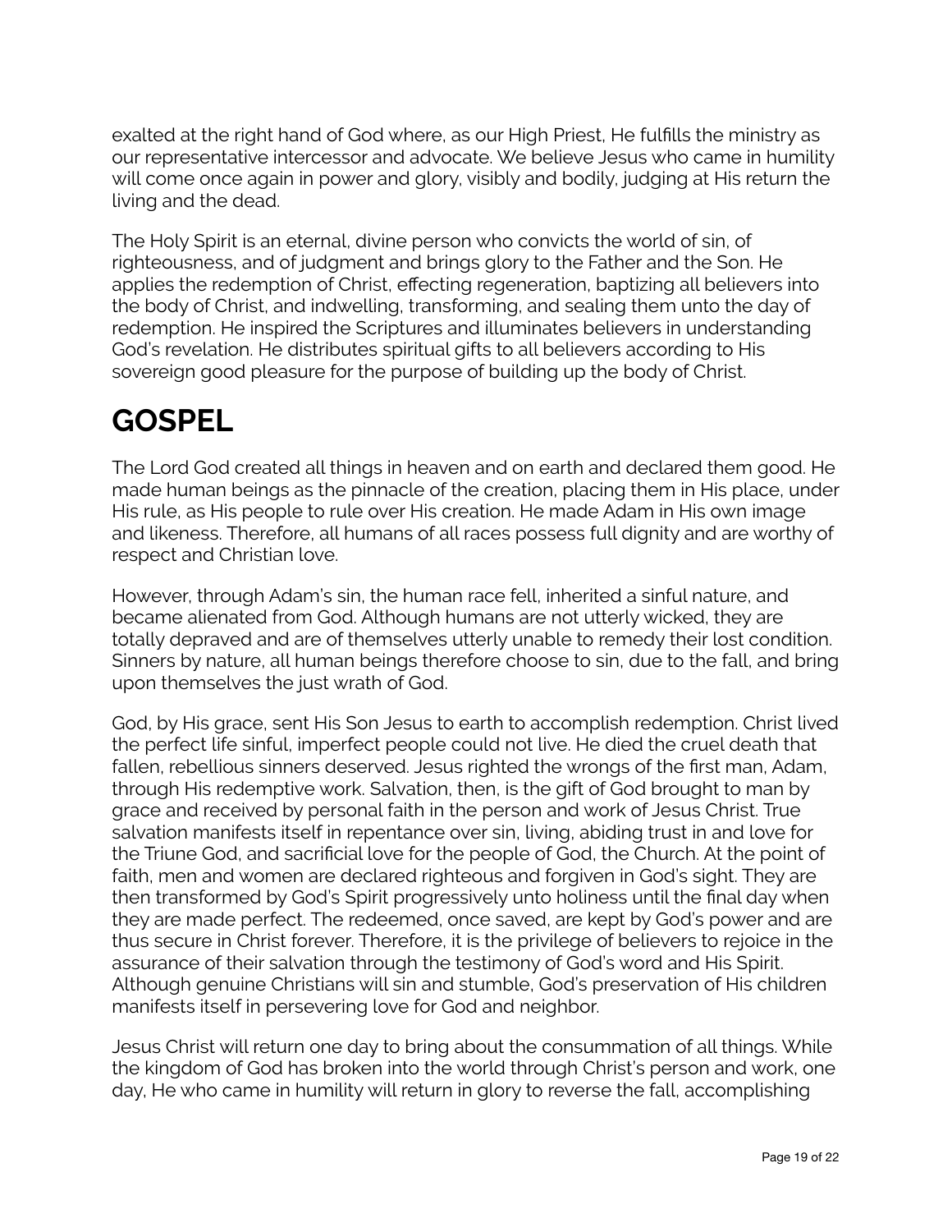exalted at the right hand of God where, as our High Priest, He fulfills the ministry as our representative intercessor and advocate. We believe Jesus who came in humility will come once again in power and glory, visibly and bodily, judging at His return the living and the dead.

The Holy Spirit is an eternal, divine person who convicts the world of sin, of righteousness, and of judgment and brings glory to the Father and the Son. He applies the redemption of Christ, effecting regeneration, baptizing all believers into the body of Christ, and indwelling, transforming, and sealing them unto the day of redemption. He inspired the Scriptures and illuminates believers in understanding God's revelation. He distributes spiritual gifts to all believers according to His sovereign good pleasure for the purpose of building up the body of Christ.

# GOSPEL

The Lord God created all things in heaven and on earth and declared them good. He made human beings as the pinnacle of the creation, placing them in His place, under His rule, as His people to rule over His creation. He made Adam in His own image and likeness. Therefore, all humans of all races possess full dignity and are worthy of respect and Christian love.

However, through Adam's sin, the human race fell, inherited a sinful nature, and became alienated from God. Although humans are not utterly wicked, they are totally depraved and are of themselves utterly unable to remedy their lost condition. Sinners by nature, all human beings therefore choose to sin, due to the fall, and bring upon themselves the just wrath of God.

God, by His grace, sent His Son Jesus to earth to accomplish redemption. Christ lived the perfect life sinful, imperfect people could not live. He died the cruel death that fallen, rebellious sinners deserved. Jesus righted the wrongs of the first man, Adam, through His redemptive work. Salvation, then, is the gift of God brought to man by grace and received by personal faith in the person and work of Jesus Christ. True salvation manifests itself in repentance over sin, living, abiding trust in and love for the Triune God, and sacrificial love for the people of God, the Church. At the point of faith, men and women are declared righteous and forgiven in God's sight. They are then transformed by God's Spirit progressively unto holiness until the final day when they are made perfect. The redeemed, once saved, are kept by God's power and are thus secure in Christ forever. Therefore, it is the privilege of believers to rejoice in the assurance of their salvation through the testimony of God's word and His Spirit. Although genuine Christians will sin and stumble, God's preservation of His children manifests itself in persevering love for God and neighbor.

Jesus Christ will return one day to bring about the consummation of all things. While the kingdom of God has broken into the world through Christ's person and work, one day, He who came in humility will return in glory to reverse the fall, accomplishing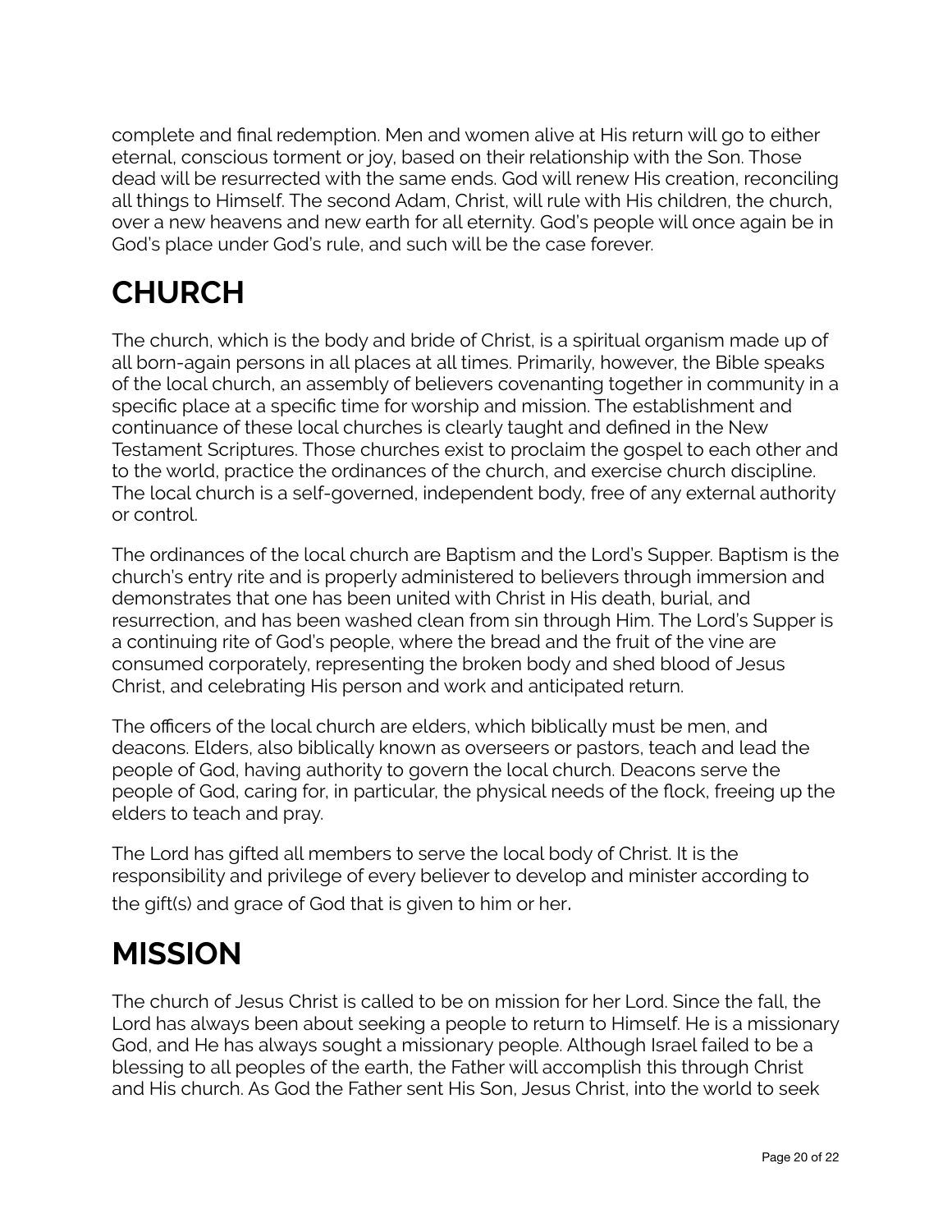complete and final redemption. Men and women alive at His return will go to either eternal, conscious torment or joy, based on their relationship with the Son. Those dead will be resurrected with the same ends. God will renew His creation, reconciling all things to Himself. The second Adam, Christ, will rule with His children, the church, over a new heavens and new earth for all eternity. God's people will once again be in God's place under God's rule, and such will be the case forever.

# CHURCH

The church, which is the body and bride of Christ, is a spiritual organism made up of all born-again persons in all places at all times. Primarily, however, the Bible speaks of the local church, an assembly of believers covenanting together in community in a specific place at a specific time for worship and mission. The establishment and continuance of these local churches is clearly taught and defined in the New Testament Scriptures. Those churches exist to proclaim the gospel to each other and to the world, practice the ordinances of the church, and exercise church discipline. The local church is a self-governed, independent body, free of any external authority or control.

The ordinances of the local church are Baptism and the Lord's Supper. Baptism is the church's entry rite and is properly administered to believers through immersion and demonstrates that one has been united with Christ in His death, burial, and resurrection, and has been washed clean from sin through Him. The Lord's Supper is a continuing rite of God's people, where the bread and the fruit of the vine are consumed corporately, representing the broken body and shed blood of Jesus Christ, and celebrating His person and work and anticipated return.

The officers of the local church are elders, which biblically must be men, and deacons. Elders, also biblically known as overseers or pastors, teach and lead the people of God, having authority to govern the local church. Deacons serve the people of God, caring for, in particular, the physical needs of the flock, freeing up the elders to teach and pray.

The Lord has gifted all members to serve the local body of Christ. It is the responsibility and privilege of every believer to develop and minister according to the gift(s) and grace of God that is given to him or her.

# MISSION

The church of Jesus Christ is called to be on mission for her Lord. Since the fall, the Lord has always been about seeking a people to return to Himself. He is a missionary God, and He has always sought a missionary people. Although Israel failed to be a blessing to all peoples of the earth, the Father will accomplish this through Christ and His church. As God the Father sent His Son, Jesus Christ, into the world to seek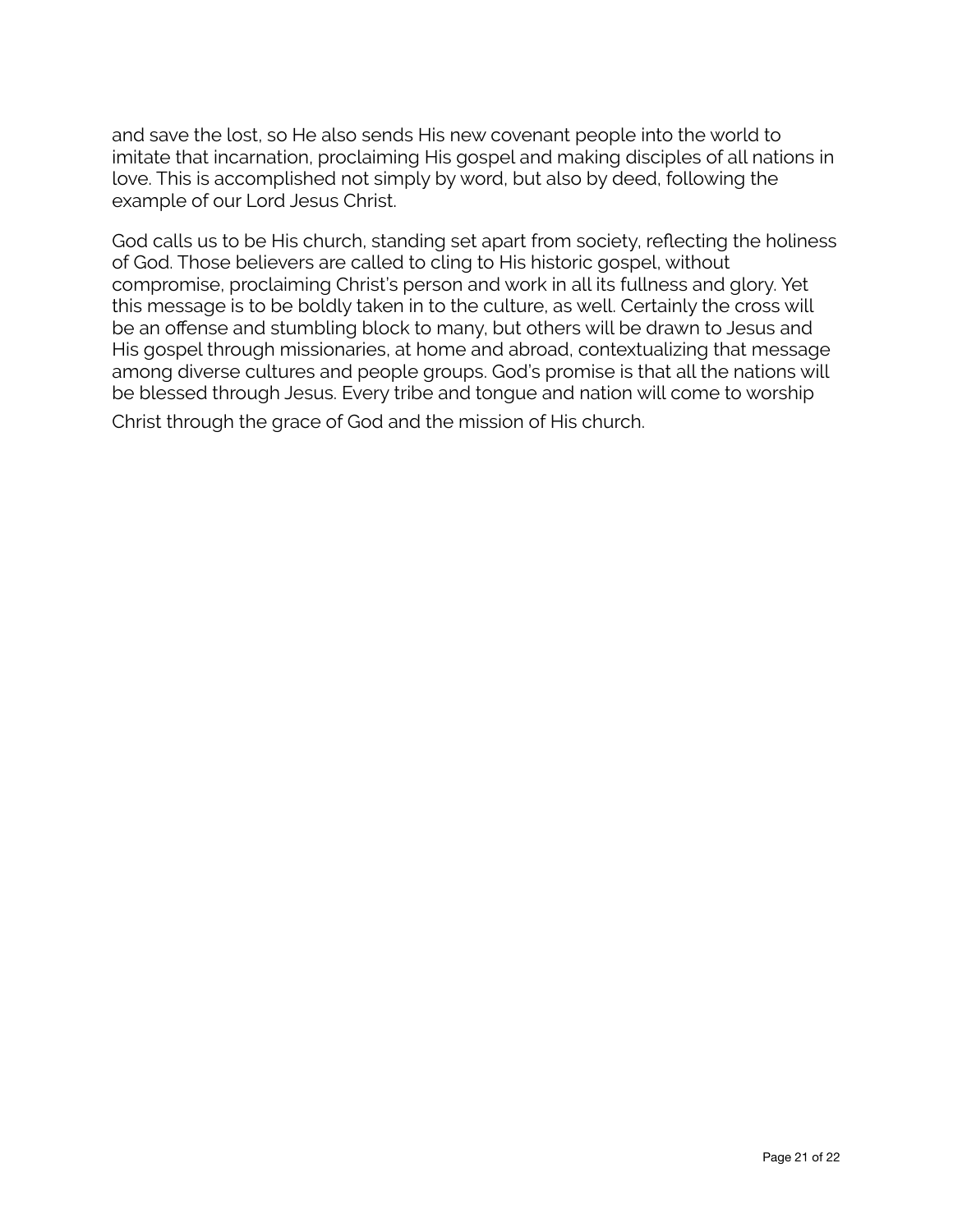and save the lost, so He also sends His new covenant people into the world to imitate that incarnation, proclaiming His gospel and making disciples of all nations in love. This is accomplished not simply by word, but also by deed, following the example of our Lord Jesus Christ.

God calls us to be His church, standing set apart from society, reflecting the holiness of God. Those believers are called to cling to His historic gospel, without compromise, proclaiming Christ's person and work in all its fullness and glory. Yet this message is to be boldly taken in to the culture, as well. Certainly the cross will be an offense and stumbling block to many, but others will be drawn to Jesus and His gospel through missionaries, at home and abroad, contextualizing that message among diverse cultures and people groups. God's promise is that all the nations will be blessed through Jesus. Every tribe and tongue and nation will come to worship Christ through the grace of God and the mission of His church.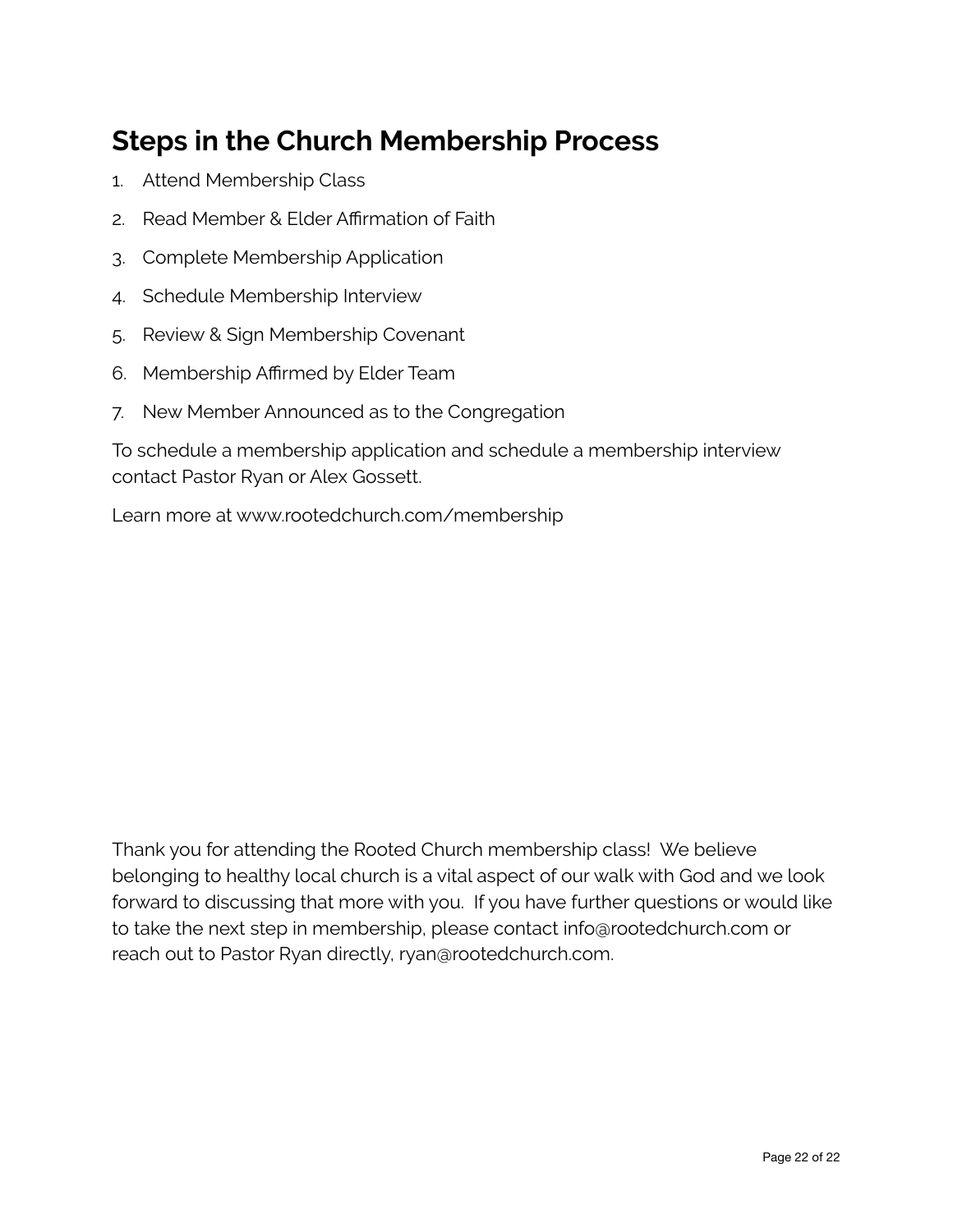## Steps in the Church Membership Process

1. Attend Membership Class
2. Read Member & Elder Affirmation of Faith
3. Complete Membership Application
4. Schedule Membership Interview
5. Review & Sign Membership Covenant
6. Membership Affirmed by Elder Team
7. New Member Announced as to the Congregation

To schedule a membership application and schedule a membership interview contact Pastor Ryan or Alex Gossett.

Learn more at www.rootedchurch.com/membership

Thank you for attending the Rooted Church membership class! We believe belonging to healthy local church is a vital aspect of our walk with God and we look forward to discussing that more with you. If you have further questions or would like to take the next step in membership, please contact info@rootedchurch.com or reach out to Pastor Ryan directly, ryan@rootedchurch.com.